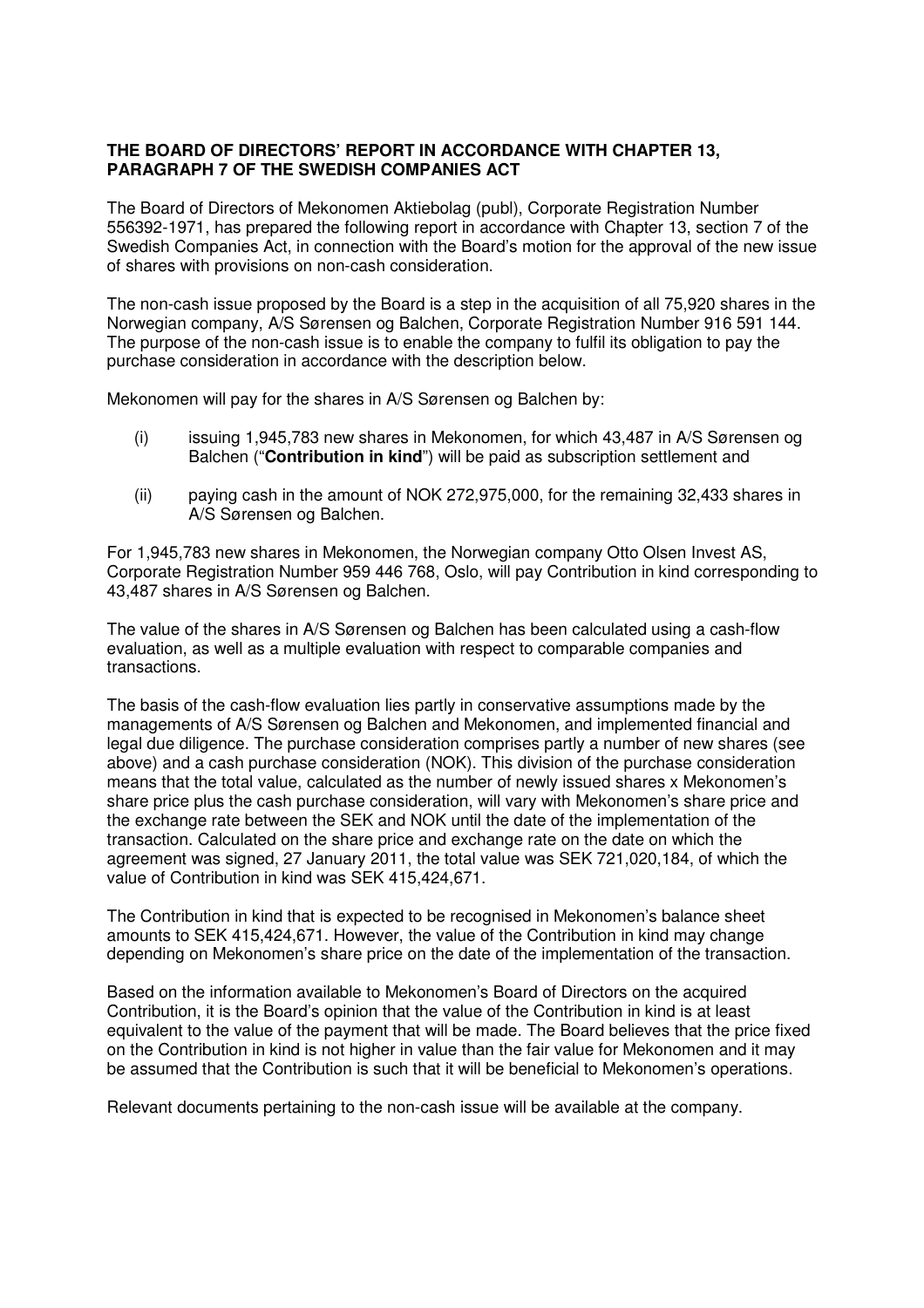**THE BOARD OF DIRECTORS' REPORT IN ACCORDANCE WITH CHAPTER 13, PARAGRAPH 7 OF THE SWEDISH COMPANIES ACT**

The Board of Directors of Mekonomen Aktiebolag (publ), Corporate Registration Number 556392-1971, has prepared the following report in accordance with Chapter 13, section 7 of the Swedish Companies Act, in connection with the Board's motion for the approval of the new issue of shares with provisions on non-cash consideration.

The non-cash issue proposed by the Board is a step in the acquisition of all 75,920 shares in the Norwegian company, A/S Sørensen og Balchen, Corporate Registration Number 916 591 144. The purpose of the non-cash issue is to enable the company to fulfil its obligation to pay the purchase consideration in accordance with the description below.

Mekonomen will pay for the shares in A/S Sørensen og Balchen by:

(i) issuing 1,945,783 new shares in Mekonomen, for which 43,487 in A/S Sørensen og Balchen ("**Contribution in kind**") will be paid as subscription settlement and

(ii) paying cash in the amount of NOK 272,975,000, for the remaining 32,433 shares in A/S Sørensen og Balchen.

For 1,945,783 new shares in Mekonomen, the Norwegian company Otto Olsen Invest AS, Corporate Registration Number 959 446 768, Oslo, will pay Contribution in kind corresponding to 43,487 shares in A/S Sørensen og Balchen.

The value of the shares in A/S Sørensen og Balchen has been calculated using a cash-flow evaluation, as well as a multiple evaluation with respect to comparable companies and transactions.

The basis of the cash-flow evaluation lies partly in conservative assumptions made by the managements of A/S Sørensen og Balchen and Mekonomen, and implemented financial and legal due diligence. The purchase consideration comprises partly a number of new shares (see above) and a cash purchase consideration (NOK). This division of the purchase consideration means that the total value, calculated as the number of newly issued shares x Mekonomen's share price plus the cash purchase consideration, will vary with Mekonomen's share price and the exchange rate between the SEK and NOK until the date of the implementation of the transaction. Calculated on the share price and exchange rate on the date on which the agreement was signed, 27 January 2011, the total value was SEK 721,020,184, of which the value of Contribution in kind was SEK 415,424,671.

The Contribution in kind that is expected to be recognised in Mekonomen's balance sheet amounts to SEK 415,424,671. However, the value of the Contribution in kind may change depending on Mekonomen's share price on the date of the implementation of the transaction.

Based on the information available to Mekonomen's Board of Directors on the acquired Contribution, it is the Board's opinion that the value of the Contribution in kind is at least equivalent to the value of the payment that will be made. The Board believes that the price fixed on the Contribution in kind is not higher in value than the fair value for Mekonomen and it may be assumed that the Contribution is such that it will be beneficial to Mekonomen's operations.

Relevant documents pertaining to the non-cash issue will be available at the company.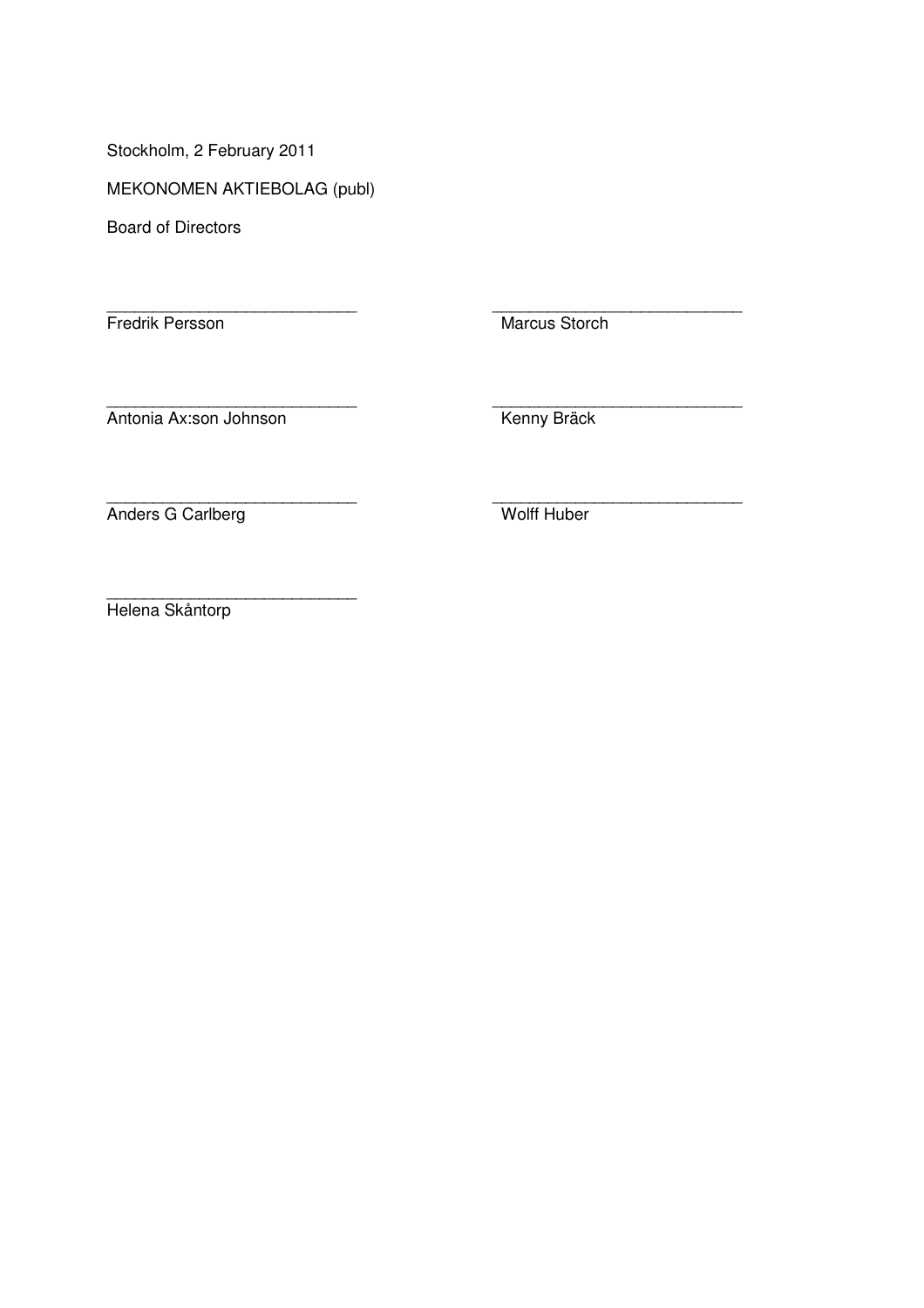Stockholm, 2 February 2011

MEKONOMEN AKTIEBOLAG (publ)

Board of Directors

| | |
|---|---|
| ___________________________ | ___________________________ |
| Fredrik Persson | Marcus Storch |
| ___________________________ | ___________________________ |
| Antonia Ax:son Johnson | Kenny Bräck |
| ___________________________ | ___________________________ |
| Anders G Carlberg | Wolff Huber |
| ___________________________ | |
| Helena Skåntorp | |